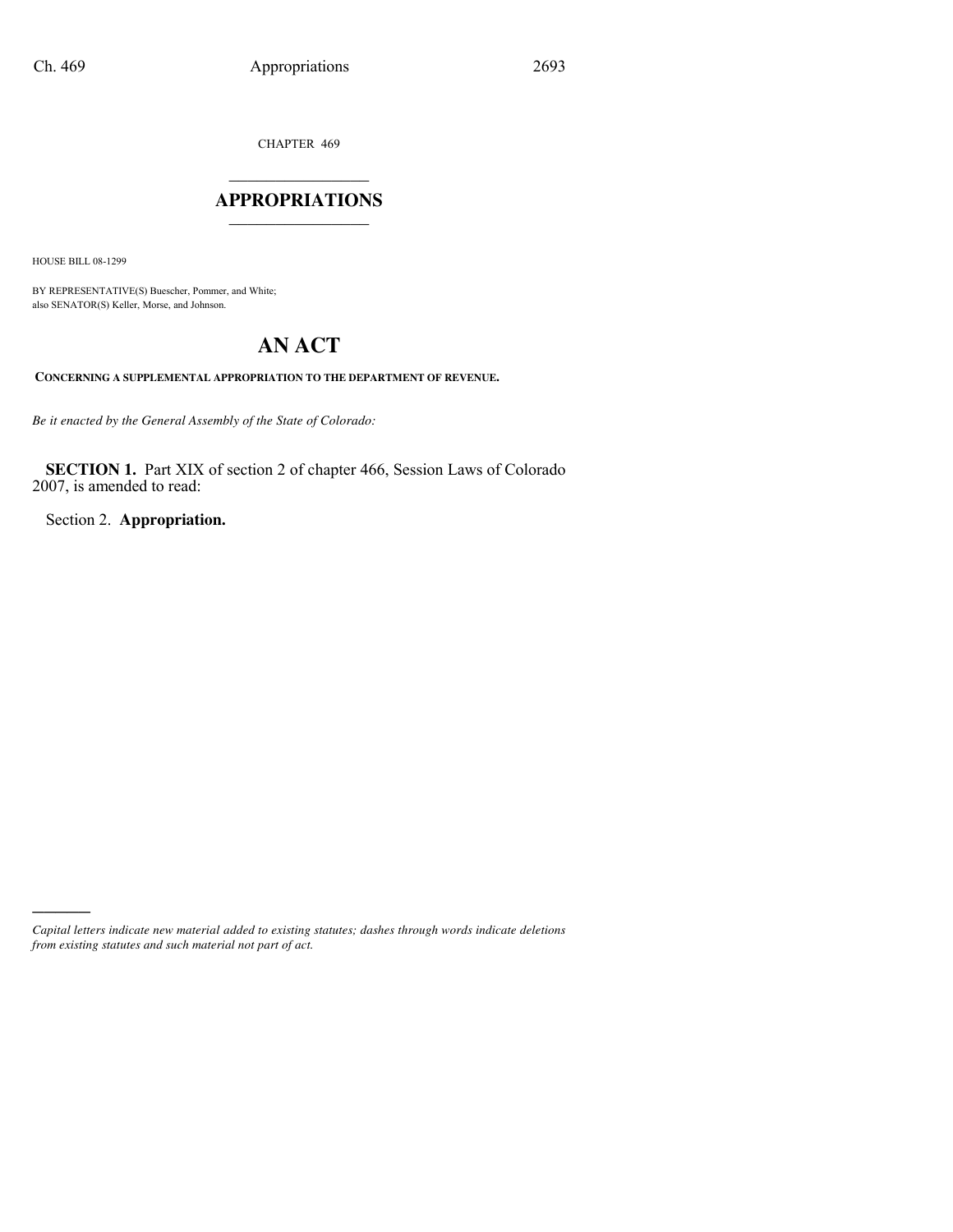CHAPTER 469

# APPROPRIATIONS

HOUSE BILL 08-1299

BY REPRESENTATIVE(S) Buescher, Pommer, and White;
also SENATOR(S) Keller, Morse, and Johnson.

# AN ACT

**CONCERNING A SUPPLEMENTAL APPROPRIATION TO THE DEPARTMENT OF REVENUE.**

*Be it enacted by the General Assembly of the State of Colorado:*

**SECTION 1.** Part XIX of section 2 of chapter 466, Session Laws of Colorado 2007, is amended to read:

Section 2. **Appropriation.**

*Capital letters indicate new material added to existing statutes; dashes through words indicate deletions from existing statutes and such material not part of act.*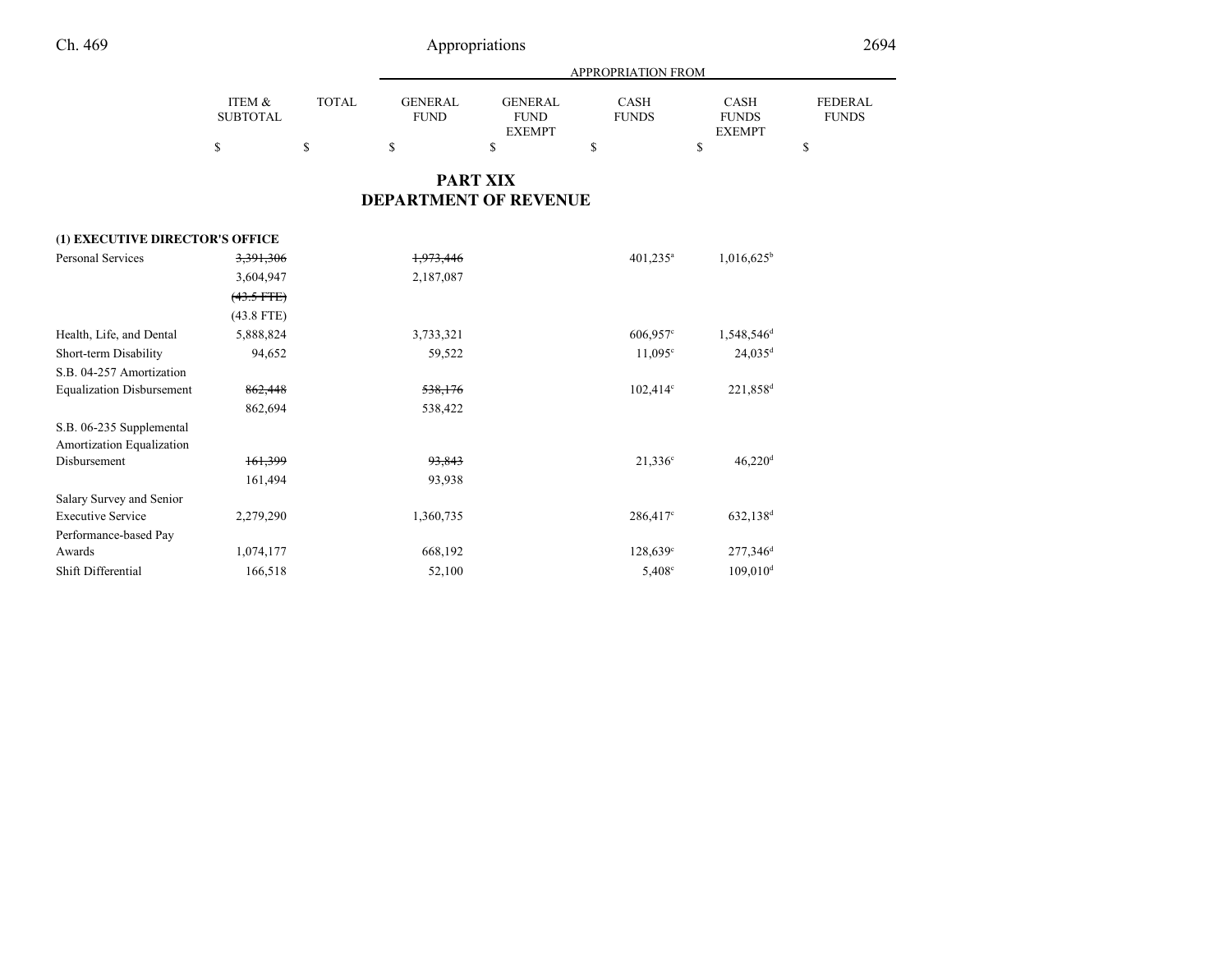## PART XIX
## DEPARTMENT OF REVENUE

| | ITEM & SUBTOTAL | TOTAL | GENERAL FUND | GENERAL FUND EXEMPT | CASH FUNDS | CASH FUNDS EXEMPT | FEDERAL FUNDS |
|---|---|---|---|---|---|---|---|
| | $ | $ | $ | $ | $ | $ | $ |
| **(1) EXECUTIVE DIRECTOR'S OFFICE** | | | | | | | |
| Personal Services | ~~3,391,306~~ | | ~~1,973,446~~ | | 401,235[a] | 1,016,625[b] | |
| | 3,604,947 | | 2,187,087 | | | | |
| | ~~(43.5 FTE)~~ | | | | | | |
| | (43.8 FTE) | | | | | | |
| Health, Life, and Dental | 5,888,824 | | 3,733,321 | | 606,957[c] | 1,548,546[d] | |
| Short-term Disability | 94,652 | | 59,522 | | 11,095[c] | 24,035[d] | |
| S.B. 04-257 Amortization Equalization Disbursement | ~~862,448~~ | | ~~538,176~~ | | 102,414[c] | 221,858[d] | |
| | 862,694 | | 538,422 | | | | |
| S.B. 06-235 Supplemental Amortization Equalization Disbursement | ~~161,399~~ | | ~~93,843~~ | | 21,336[c] | 46,220[d] | |
| | 161,494 | | 93,938 | | | | |
| Salary Survey and Senior Executive Service | 2,279,290 | | 1,360,735 | | 286,417[c] | 632,138[d] | |
| Performance-based Pay Awards | 1,074,177 | | 668,192 | | 128,639[c] | 277,346[d] | |
| Shift Differential | 166,518 | | 52,100 | | 5,408[c] | 109,010[d] | |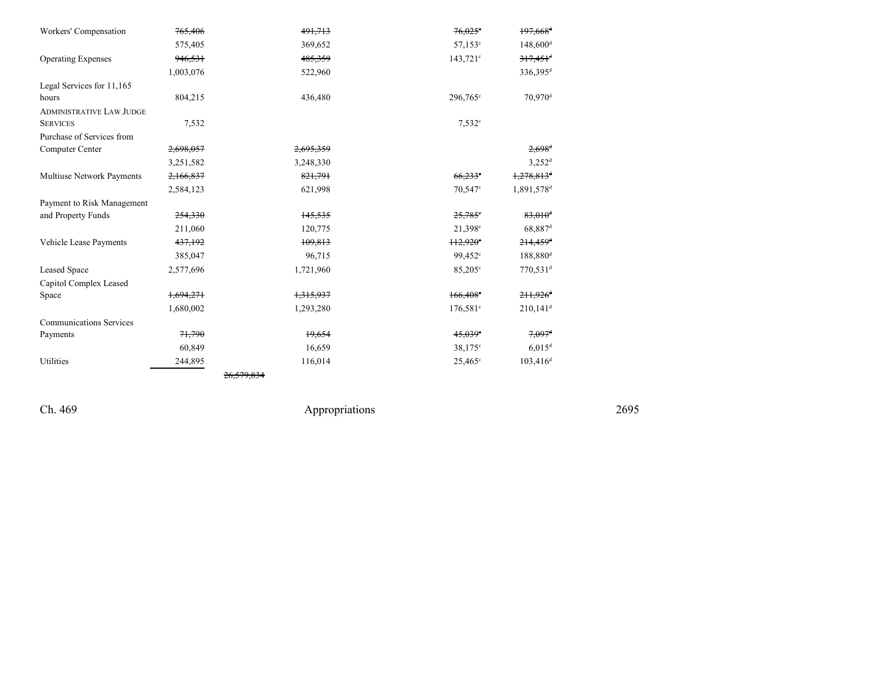| | | | | |
|---|---|---|---|---|
| Workers' Compensation | ~~765,406~~ | ~~491,713~~ | ~~76,025~~[c] | ~~197,668~~[d] |
| | 575,405 | 369,652 | 57,153[c] | 148,600[d] |
| Operating Expenses | ~~946,531~~ | ~~485,359~~ | 143,721[c] | ~~317,451~~[d] |
| | 1,003,076 | 522,960 | | 336,395[d] |
| Legal Services for 11,165 hours | 804,215 | 436,480 | 296,765[c] | 70,970[d] |
| ADMINISTRATIVE LAW JUDGE SERVICES | 7,532 | | 7,532[c] | |
| Purchase of Services from Computer Center | ~~2,698,057~~ | ~~2,695,359~~ | | ~~2,698~~[d] |
| | 3,251,582 | 3,248,330 | | 3,252[d] |
| Multiuse Network Payments | ~~2,166,837~~ | ~~821,791~~ | ~~66,233~~[c] | ~~1,278,813~~[d] |
| | 2,584,123 | 621,998 | 70,547[c] | 1,891,578[d] |
| Payment to Risk Management and Property Funds | ~~254,330~~ | ~~145,535~~ | ~~25,785~~[c] | ~~83,010~~[d] |
| | 211,060 | 120,775 | 21,398[c] | 68,887[d] |
| Vehicle Lease Payments | ~~437,192~~ | ~~109,813~~ | ~~112,920~~[c] | ~~214,459~~[d] |
| | 385,047 | 96,715 | 99,452[c] | 188,880[d] |
| Leased Space | 2,577,696 | 1,721,960 | 85,205[c] | 770,531[d] |
| Capitol Complex Leased Space | ~~1,694,271~~ | ~~1,315,937~~ | ~~166,408~~[c] | ~~211,926~~[d] |
| | 1,680,002 | 1,293,280 | 176,581[c] | 210,141[d] |
| Communications Services Payments | ~~71,790~~ | ~~19,654~~ | ~~45,039~~[c] | ~~7,097~~[d] |
| | 60,849 | 16,659 | 38,175[c] | 6,015[d] |
| Utilities | 244,895 | 116,014 | 25,465[c] | 103,416[d] |
| | | ~~26,579,834~~ | | |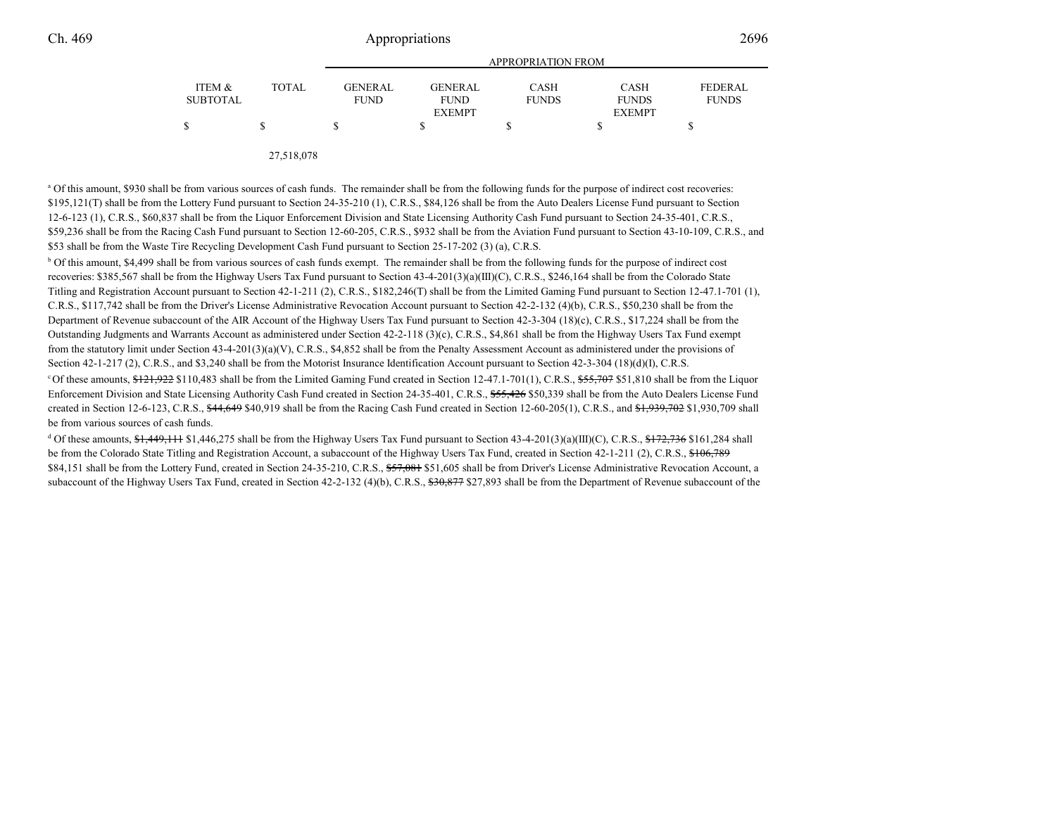| ITEM & SUBTOTAL | TOTAL | APPROPRIATION FROM | | | | |
|---|---|---|---|---|---|---|
| | | GENERAL FUND | GENERAL FUND EXEMPT | CASH FUNDS | CASH FUNDS EXEMPT | FEDERAL FUNDS |
| $ | $ | $ | $ | $ | $ | $ |
| | 27,518,078 | | | | | |

[a] Of this amount, $930 shall be from various sources of cash funds. The remainder shall be from the following funds for the purpose of indirect cost recoveries: $195,121(T) shall be from the Lottery Fund pursuant to Section 24-35-210 (1), C.R.S., $84,126 shall be from the Auto Dealers License Fund pursuant to Section 12-6-123 (1), C.R.S., $60,837 shall be from the Liquor Enforcement Division and State Licensing Authority Cash Fund pursuant to Section 24-35-401, C.R.S., $59,236 shall be from the Racing Cash Fund pursuant to Section 12-60-205, C.R.S., $932 shall be from the Aviation Fund pursuant to Section 43-10-109, C.R.S., and $53 shall be from the Waste Tire Recycling Development Cash Fund pursuant to Section 25-17-202 (3) (a), C.R.S.

[b] Of this amount, $4,499 shall be from various sources of cash funds exempt. The remainder shall be from the following funds for the purpose of indirect cost recoveries: $385,567 shall be from the Highway Users Tax Fund pursuant to Section 43-4-201(3)(a)(III)(C), C.R.S., $246,164 shall be from the Colorado State Titling and Registration Account pursuant to Section 42-1-211 (2), C.R.S., $182,246(T) shall be from the Limited Gaming Fund pursuant to Section 12-47.1-701 (1), C.R.S., $117,742 shall be from the Driver's License Administrative Revocation Account pursuant to Section 42-2-132 (4)(b), C.R.S., $50,230 shall be from the Department of Revenue subaccount of the AIR Account of the Highway Users Tax Fund pursuant to Section 42-3-304 (18)(c), C.R.S., $17,224 shall be from the Outstanding Judgments and Warrants Account as administered under Section 42-2-118 (3)(c), C.R.S., $4,861 shall be from the Highway Users Tax Fund exempt from the statutory limit under Section 43-4-201(3)(a)(V), C.R.S., $4,852 shall be from the Penalty Assessment Account as administered under the provisions of Section 42-1-217 (2), C.R.S., and $3,240 shall be from the Motorist Insurance Identification Account pursuant to Section 42-3-304 (18)(d)(I), C.R.S.

[c] Of these amounts, ~~$121,922~~ $110,483 shall be from the Limited Gaming Fund created in Section 12-47.1-701(1), C.R.S., ~~$55,707~~ $51,810 shall be from the Liquor Enforcement Division and State Licensing Authority Cash Fund created in Section 24-35-401, C.R.S., ~~$55,426~~ $50,339 shall be from the Auto Dealers License Fund created in Section 12-6-123, C.R.S., ~~$44,649~~ $40,919 shall be from the Racing Cash Fund created in Section 12-60-205(1), C.R.S., and ~~$1,939,702~~ $1,930,709 shall be from various sources of cash funds.

[d] Of these amounts, ~~$1,449,111~~ $1,446,275 shall be from the Highway Users Tax Fund pursuant to Section 43-4-201(3)(a)(III)(C), C.R.S., ~~$172,736~~ $161,284 shall be from the Colorado State Titling and Registration Account, a subaccount of the Highway Users Tax Fund, created in Section 42-1-211 (2), C.R.S., ~~$106,789~~ $84,151 shall be from the Lottery Fund, created in Section 24-35-210, C.R.S., ~~$57,081~~ $51,605 shall be from Driver's License Administrative Revocation Account, a subaccount of the Highway Users Tax Fund, created in Section 42-2-132 (4)(b), C.R.S., ~~$30,877~~ $27,893 shall be from the Department of Revenue subaccount of the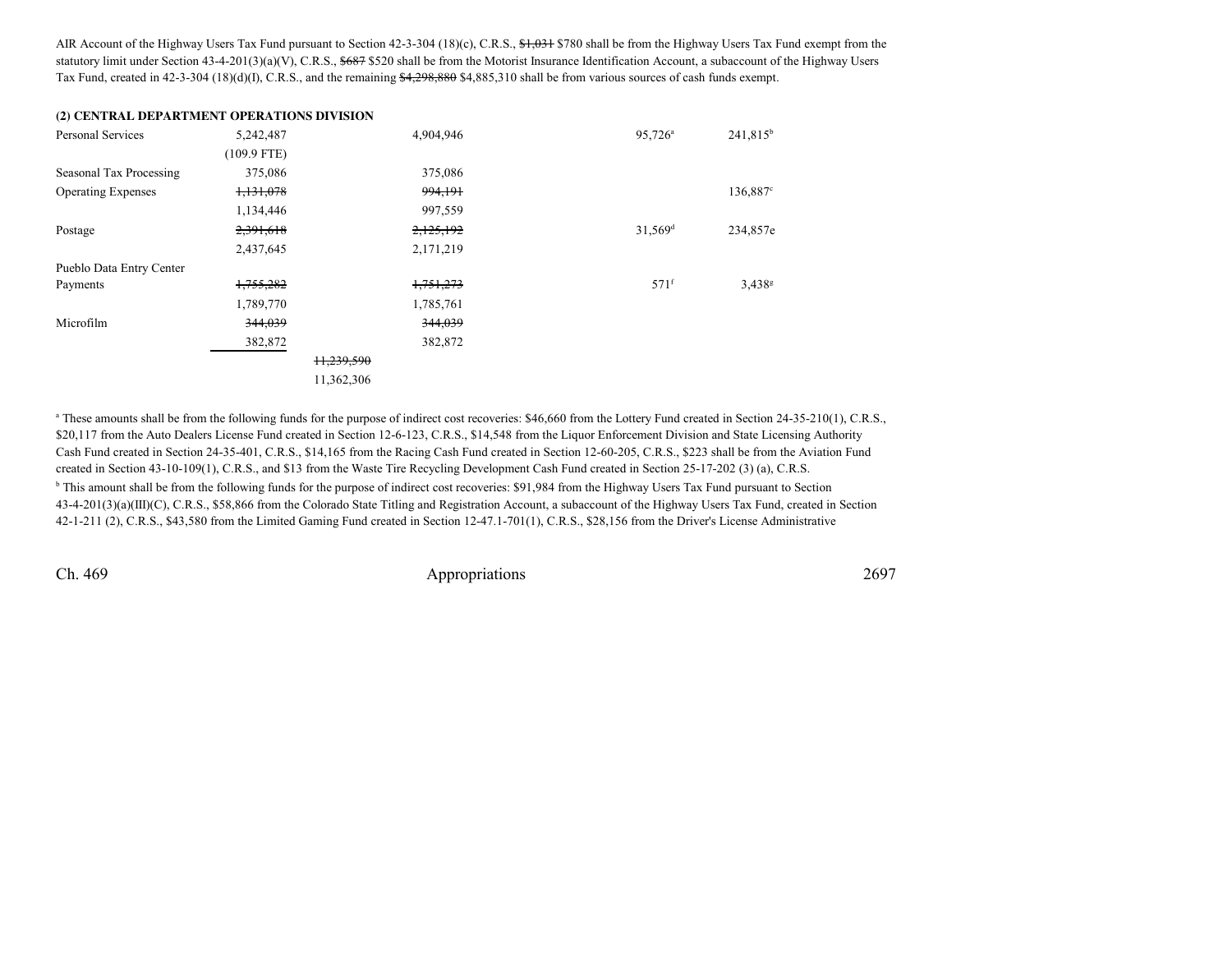AIR Account of the Highway Users Tax Fund pursuant to Section 42-3-304 (18)(c), C.R.S., ~~$1,031~~ $780 shall be from the Highway Users Tax Fund exempt from the statutory limit under Section 43-4-201(3)(a)(V), C.R.S., ~~$687~~ $520 shall be from the Motorist Insurance Identification Account, a subaccount of the Highway Users Tax Fund, created in 42-3-304 (18)(d)(I), C.R.S., and the remaining ~~$4,298,880~~ $4,885,310 shall be from various sources of cash funds exempt.

**(2) CENTRAL DEPARTMENT OPERATIONS DIVISION**

| | | | | | | |
|---|---|---|---|---|---|---|
| Personal Services | 5,242,487 | | 4,904,946 | | 95,726[a] | 241,815[b] |
| | (109.9 FTE) | | | | | |
| Seasonal Tax Processing | 375,086 | | 375,086 | | | |
| Operating Expenses | ~~1,131,078~~ | | ~~994,191~~ | | | 136,887[c] |
| | 1,134,446 | | 997,559 | | | |
| Postage | ~~2,391,618~~ | | ~~2,125,192~~ | | 31,569[d] | 234,857e |
| | 2,437,645 | | 2,171,219 | | | |
| Pueblo Data Entry Center Payments | ~~1,755,282~~ | | ~~1,751,273~~ | | 571[f] | 3,438[g] |
| | 1,789,770 | | 1,785,761 | | | |
| Microfilm | ~~344,039~~ | | ~~344,039~~ | | | |
| | 382,872 | | 382,872 | | | |
| | | ~~11,239,590~~ | | | | |
| | | 11,362,306 | | | | |

[a] These amounts shall be from the following funds for the purpose of indirect cost recoveries: $46,660 from the Lottery Fund created in Section 24-35-210(1), C.R.S., $20,117 from the Auto Dealers License Fund created in Section 12-6-123, C.R.S., $14,548 from the Liquor Enforcement Division and State Licensing Authority Cash Fund created in Section 24-35-401, C.R.S., $14,165 from the Racing Cash Fund created in Section 12-60-205, C.R.S., $223 shall be from the Aviation Fund created in Section 43-10-109(1), C.R.S., and $13 from the Waste Tire Recycling Development Cash Fund created in Section 25-17-202 (3) (a), C.R.S.

[b] This amount shall be from the following funds for the purpose of indirect cost recoveries: $91,984 from the Highway Users Tax Fund pursuant to Section 43-4-201(3)(a)(III)(C), C.R.S., $58,866 from the Colorado State Titling and Registration Account, a subaccount of the Highway Users Tax Fund, created in Section 42-1-211 (2), C.R.S., $43,580 from the Limited Gaming Fund created in Section 12-47.1-701(1), C.R.S., $28,156 from the Driver's License Administrative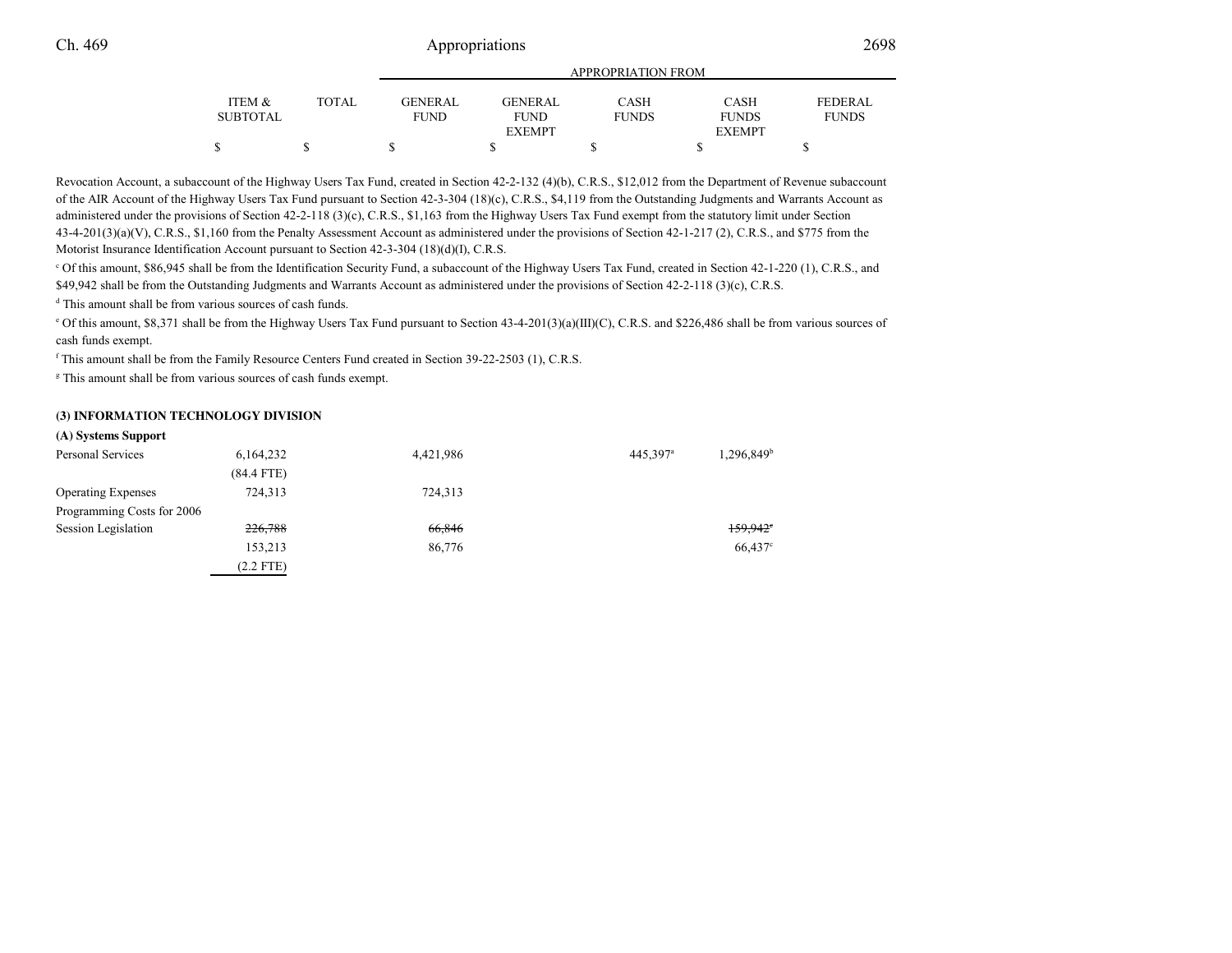| | ITEM & SUBTOTAL | TOTAL | APPROPRIATION FROM GENERAL FUND | GENERAL FUND EXEMPT | CASH FUNDS | CASH FUNDS EXEMPT | FEDERAL FUNDS |
|---|---|---|---|---|---|---|---|
| | $ | $ | $ | $ | $ | $ | $ |

Revocation Account, a subaccount of the Highway Users Tax Fund, created in Section 42-2-132 (4)(b), C.R.S., $12,012 from the Department of Revenue subaccount of the AIR Account of the Highway Users Tax Fund pursuant to Section 42-3-304 (18)(c), C.R.S., $4,119 from the Outstanding Judgments and Warrants Account as administered under the provisions of Section 42-2-118 (3)(c), C.R.S., $1,163 from the Highway Users Tax Fund exempt from the statutory limit under Section 43-4-201(3)(a)(V), C.R.S., $1,160 from the Penalty Assessment Account as administered under the provisions of Section 42-1-217 (2), C.R.S., and $775 from the Motorist Insurance Identification Account pursuant to Section 42-3-304 (18)(d)(I), C.R.S.

[c] Of this amount, $86,945 shall be from the Identification Security Fund, a subaccount of the Highway Users Tax Fund, created in Section 42-1-220 (1), C.R.S., and $49,942 shall be from the Outstanding Judgments and Warrants Account as administered under the provisions of Section 42-2-118 (3)(c), C.R.S.

[d] This amount shall be from various sources of cash funds.

[e] Of this amount, $8,371 shall be from the Highway Users Tax Fund pursuant to Section 43-4-201(3)(a)(III)(C), C.R.S. and $226,486 shall be from various sources of cash funds exempt.

[f] This amount shall be from the Family Resource Centers Fund created in Section 39-22-2503 (1), C.R.S.

[g] This amount shall be from various sources of cash funds exempt.

**(3) INFORMATION TECHNOLOGY DIVISION**

**(A) Systems Support**

| | ITEM & SUBTOTAL | TOTAL | GENERAL FUND | GENERAL FUND EXEMPT | CASH FUNDS | CASH FUNDS EXEMPT | FEDERAL FUNDS |
|---|---|---|---|---|---|---|---|
| Personal Services | 6,164,232 | | 4,421,986 | | 445,397[a] | 1,296,849[b] | |
| | (84.4 FTE) | | | | | | |
| Operating Expenses | 724,313 | | 724,313 | | | | |
| Programming Costs for 2006 Session Legislation | ~~226,788~~ | | ~~66,846~~ | | | ~~159,942~~[c] | |
| | 153,213 | | 86,776 | | | 66,437[c] | |
| | (2.2 FTE) | | | | | | |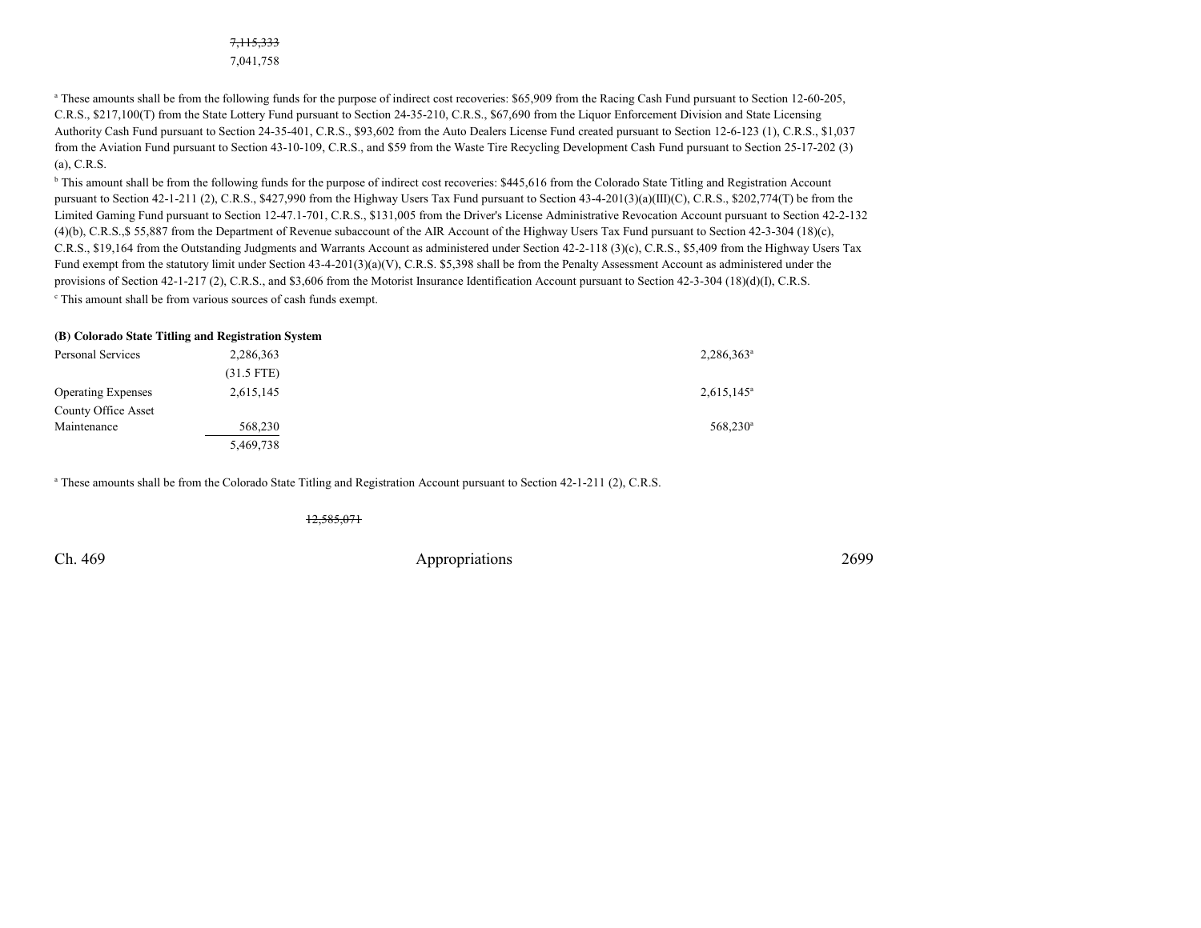~~7,115,333~~
7,041,758

[a] These amounts shall be from the following funds for the purpose of indirect cost recoveries: $65,909 from the Racing Cash Fund pursuant to Section 12-60-205, C.R.S., $217,100(T) from the State Lottery Fund pursuant to Section 24-35-210, C.R.S., $67,690 from the Liquor Enforcement Division and State Licensing Authority Cash Fund pursuant to Section 24-35-401, C.R.S., $93,602 from the Auto Dealers License Fund created pursuant to Section 12-6-123 (1), C.R.S., $1,037 from the Aviation Fund pursuant to Section 43-10-109, C.R.S., and $59 from the Waste Tire Recycling Development Cash Fund pursuant to Section 25-17-202 (3) (a), C.R.S.

[b] This amount shall be from the following funds for the purpose of indirect cost recoveries: $445,616 from the Colorado State Titling and Registration Account pursuant to Section 42-1-211 (2), C.R.S., $427,990 from the Highway Users Tax Fund pursuant to Section 43-4-201(3)(a)(III)(C), C.R.S., $202,774(T) be from the Limited Gaming Fund pursuant to Section 12-47.1-701, C.R.S., $131,005 from the Driver's License Administrative Revocation Account pursuant to Section 42-2-132 (4)(b), C.R.S.,$ 55,887 from the Department of Revenue subaccount of the AIR Account of the Highway Users Tax Fund pursuant to Section 42-3-304 (18)(c), C.R.S., $19,164 from the Outstanding Judgments and Warrants Account as administered under Section 42-2-118 (3)(c), C.R.S., $5,409 from the Highway Users Tax Fund exempt from the statutory limit under Section 43-4-201(3)(a)(V), C.R.S. $5,398 shall be from the Penalty Assessment Account as administered under the provisions of Section 42-1-217 (2), C.R.S., and $3,606 from the Motorist Insurance Identification Account pursuant to Section 42-3-304 (18)(d)(I), C.R.S.

[c] This amount shall be from various sources of cash funds exempt.

**(B) Colorado State Titling and Registration System**

| | | |
|---|---|---|
| Personal Services | 2,286,363 | 2,286,363[a] |
| | (31.5 FTE) | |
| Operating Expenses | 2,615,145 | 2,615,145[a] |
| County Office Asset Maintenance | 568,230 | 568,230[a] |
| | 5,469,738 | |

[a] These amounts shall be from the Colorado State Titling and Registration Account pursuant to Section 42-1-211 (2), C.R.S.

~~12,585,071~~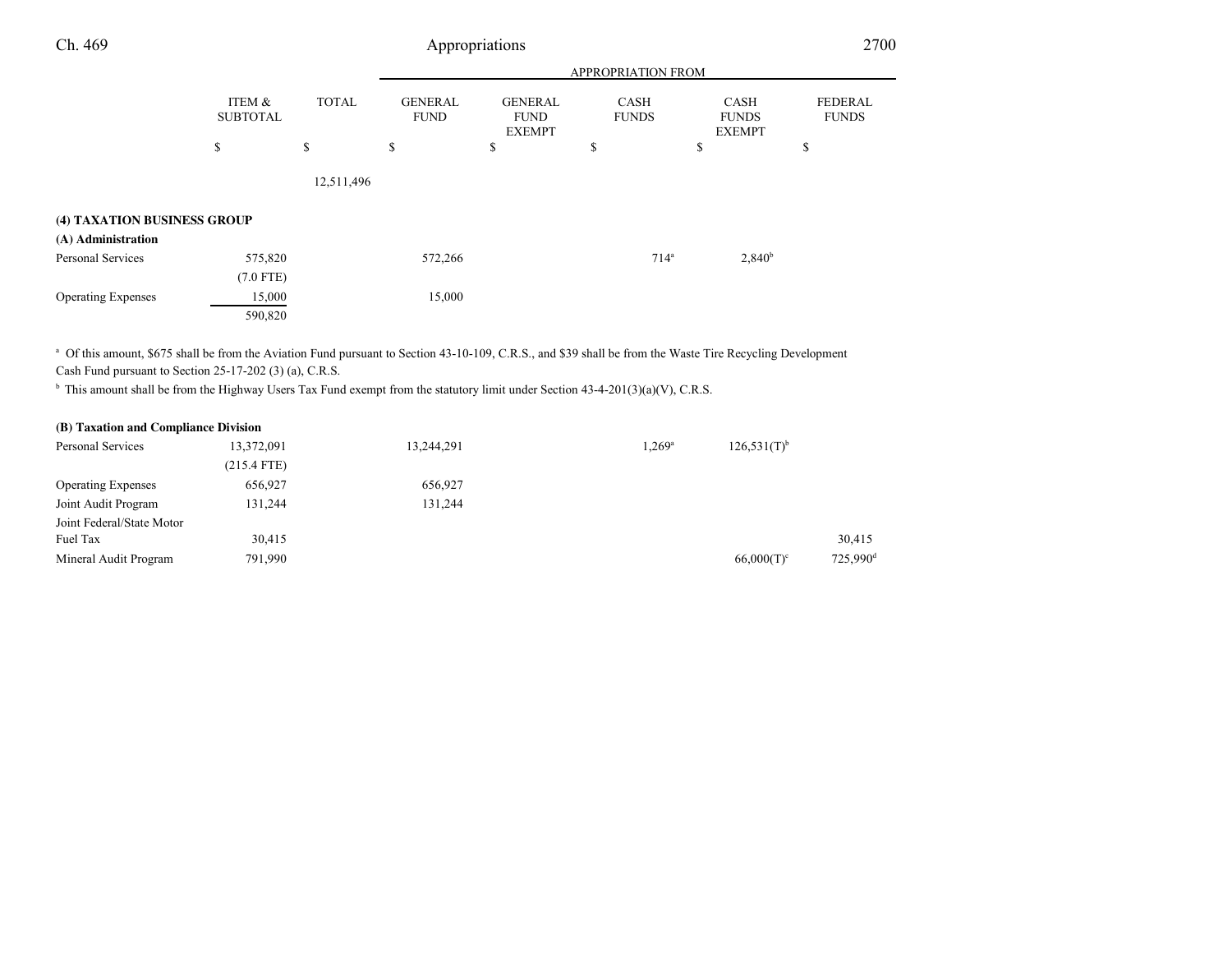| | ITEM & SUBTOTAL | TOTAL | APPROPRIATION FROM GENERAL FUND | GENERAL FUND EXEMPT | CASH FUNDS | CASH FUNDS EXEMPT | FEDERAL FUNDS |
|---|---|---|---|---|---|---|---|
| | $ | $ | $ | $ | $ | $ | $ |
| | | 12,511,496 | | | | | |

**(4) TAXATION BUSINESS GROUP**

**(A) Administration**

| | ITEM & SUBTOTAL | TOTAL | GENERAL FUND | GENERAL FUND EXEMPT | CASH FUNDS | CASH FUNDS EXEMPT | FEDERAL FUNDS |
|---|---|---|---|---|---|---|---|
| Personal Services | 575,820 | | 572,266 | | 714[a] | 2,840[b] | |
| | (7.0 FTE) | | | | | | |
| Operating Expenses | 15,000 | | 15,000 | | | | |
| | 590,820 | | | | | | |

[a] Of this amount, $675 shall be from the Aviation Fund pursuant to Section 43-10-109, C.R.S., and $39 shall be from the Waste Tire Recycling Development Cash Fund pursuant to Section 25-17-202 (3) (a), C.R.S.

[b] This amount shall be from the Highway Users Tax Fund exempt from the statutory limit under Section 43-4-201(3)(a)(V), C.R.S.

**(B) Taxation and Compliance Division**

| | ITEM & SUBTOTAL | TOTAL | GENERAL FUND | GENERAL FUND EXEMPT | CASH FUNDS | CASH FUNDS EXEMPT | FEDERAL FUNDS |
|---|---|---|---|---|---|---|---|
| Personal Services | 13,372,091 | | 13,244,291 | | 1,269[a] | 126,531(T)[b] | |
| | (215.4 FTE) | | | | | | |
| Operating Expenses | 656,927 | | 656,927 | | | | |
| Joint Audit Program | 131,244 | | 131,244 | | | | |
| Joint Federal/State Motor Fuel Tax | 30,415 | | | | | | 30,415 |
| Mineral Audit Program | 791,990 | | | | | 66,000(T)[c] | 725,990[d] |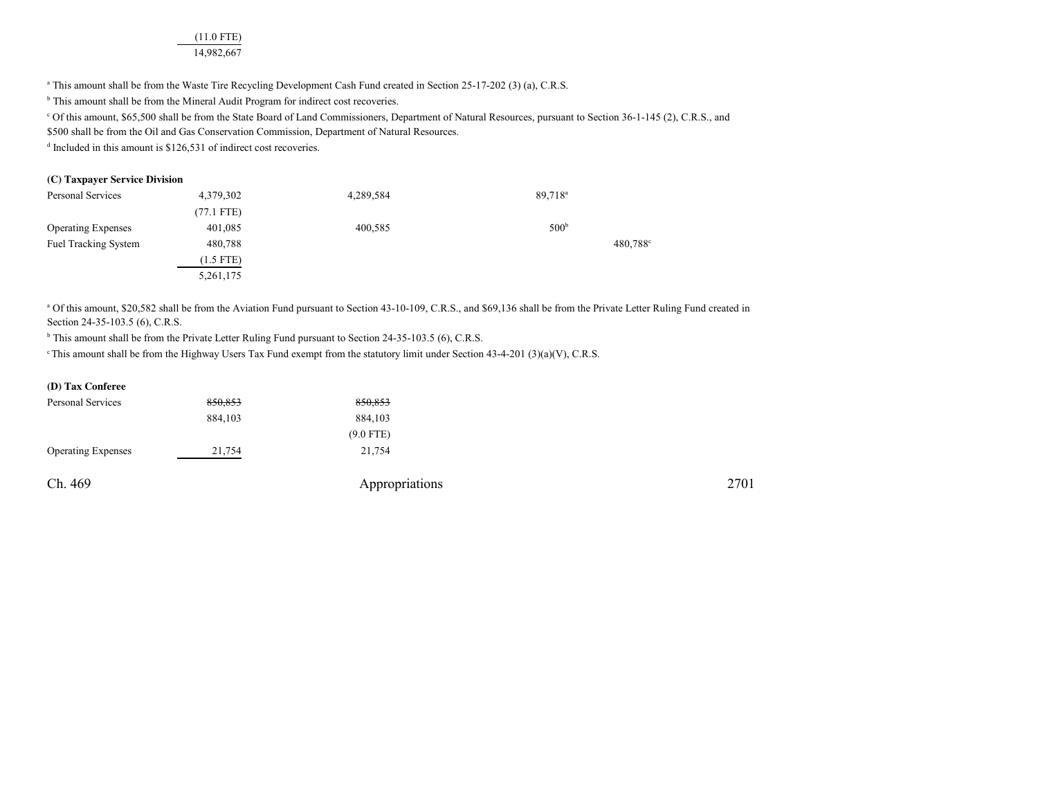| | | | | |
|---|---|---|---|---|
| | (11.0 FTE) | | | |
| | 14,982,667 | | | |

[a] This amount shall be from the Waste Tire Recycling Development Cash Fund created in Section 25-17-202 (3) (a), C.R.S.

[b] This amount shall be from the Mineral Audit Program for indirect cost recoveries.

[c] Of this amount, $65,500 shall be from the State Board of Land Commissioners, Department of Natural Resources, pursuant to Section 36-1-145 (2), C.R.S., and $500 shall be from the Oil and Gas Conservation Commission, Department of Natural Resources.

[d] Included in this amount is $126,531 of indirect cost recoveries.

**(C) Taxpayer Service Division**

| | | | | |
|---|---|---|---|---|
| Personal Services | 4,379,302 | 4,289,584 | 89,718[a] | |
| | (77.1 FTE) | | | |
| Operating Expenses | 401,085 | 400,585 | 500[b] | |
| Fuel Tracking System | 480,788 | | | 480,788[c] |
| | (1.5 FTE) | | | |
| | 5,261,175 | | | |

[a] Of this amount, $20,582 shall be from the Aviation Fund pursuant to Section 43-10-109, C.R.S., and $69,136 shall be from the Private Letter Ruling Fund created in Section 24-35-103.5 (6), C.R.S.

[b] This amount shall be from the Private Letter Ruling Fund pursuant to Section 24-35-103.5 (6), C.R.S.

[c] This amount shall be from the Highway Users Tax Fund exempt from the statutory limit under Section 43-4-201 (3)(a)(V), C.R.S.

**(D) Tax Conferee**

| | | |
|---|---|---|
| Personal Services | ~~850,853~~ | ~~850,853~~ |
| | 884,103 | 884,103 |
| | | (9.0 FTE) |
| Operating Expenses | 21,754 | 21,754 |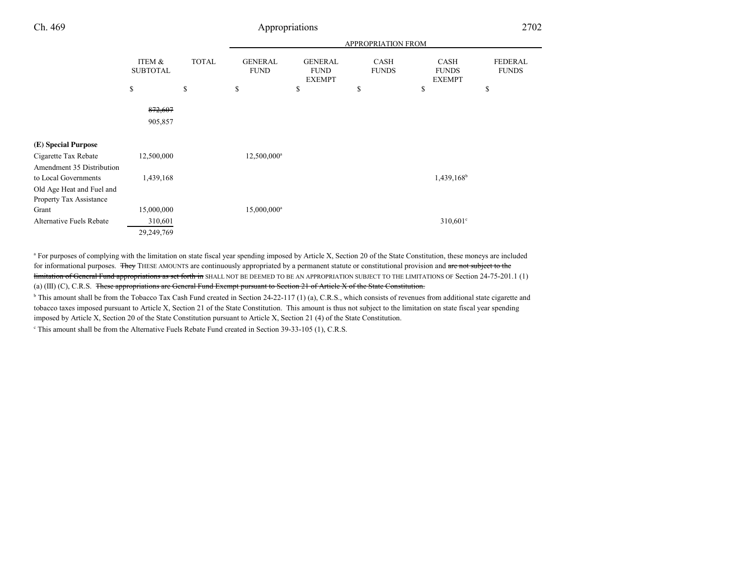| | ITEM & SUBTOTAL | TOTAL | GENERAL FUND | GENERAL FUND EXEMPT | CASH FUNDS | CASH FUNDS EXEMPT | FEDERAL FUNDS |
|---|---|---|---|---|---|---|---|
| | | | APPROPRIATION FROM | | | | |
| | $ | $ | $ | $ | $ | $ | $ |
| | ~~872,607~~ | | | | | | |
| | 905,857 | | | | | | |
| **(E) Special Purpose** | | | | | | | |
| Cigarette Tax Rebate | 12,500,000 | | 12,500,000[a] | | | | |
| Amendment 35 Distribution to Local Governments | 1,439,168 | | | | | 1,439,168[b] | |
| Old Age Heat and Fuel and Property Tax Assistance Grant | 15,000,000 | | 15,000,000[a] | | | | |
| Alternative Fuels Rebate | 310,601 | | | | | 310,601[c] | |
| | 29,249,769 | | | | | | |

[a] For purposes of complying with the limitation on state fiscal year spending imposed by Article X, Section 20 of the State Constitution, these moneys are included for informational purposes. ~~They~~ THESE AMOUNTS are continuously appropriated by a permanent statute or constitutional provision and ~~are not subject to the limitation of General Fund appropriations as set forth in~~ SHALL NOT BE DEEMED TO BE AN APPROPRIATION SUBJECT TO THE LIMITATIONS OF Section 24-75-201.1 (1) (a) (III) (C), C.R.S. ~~These appropriations are General Fund Exempt pursuant to Section 21 of Article X of the State Constitution.~~

[b] This amount shall be from the Tobacco Tax Cash Fund created in Section 24-22-117 (1) (a), C.R.S., which consists of revenues from additional state cigarette and tobacco taxes imposed pursuant to Article X, Section 21 of the State Constitution. This amount is thus not subject to the limitation on state fiscal year spending imposed by Article X, Section 20 of the State Constitution pursuant to Article X, Section 21 (4) of the State Constitution.

[c] This amount shall be from the Alternative Fuels Rebate Fund created in Section 39-33-105 (1), C.R.S.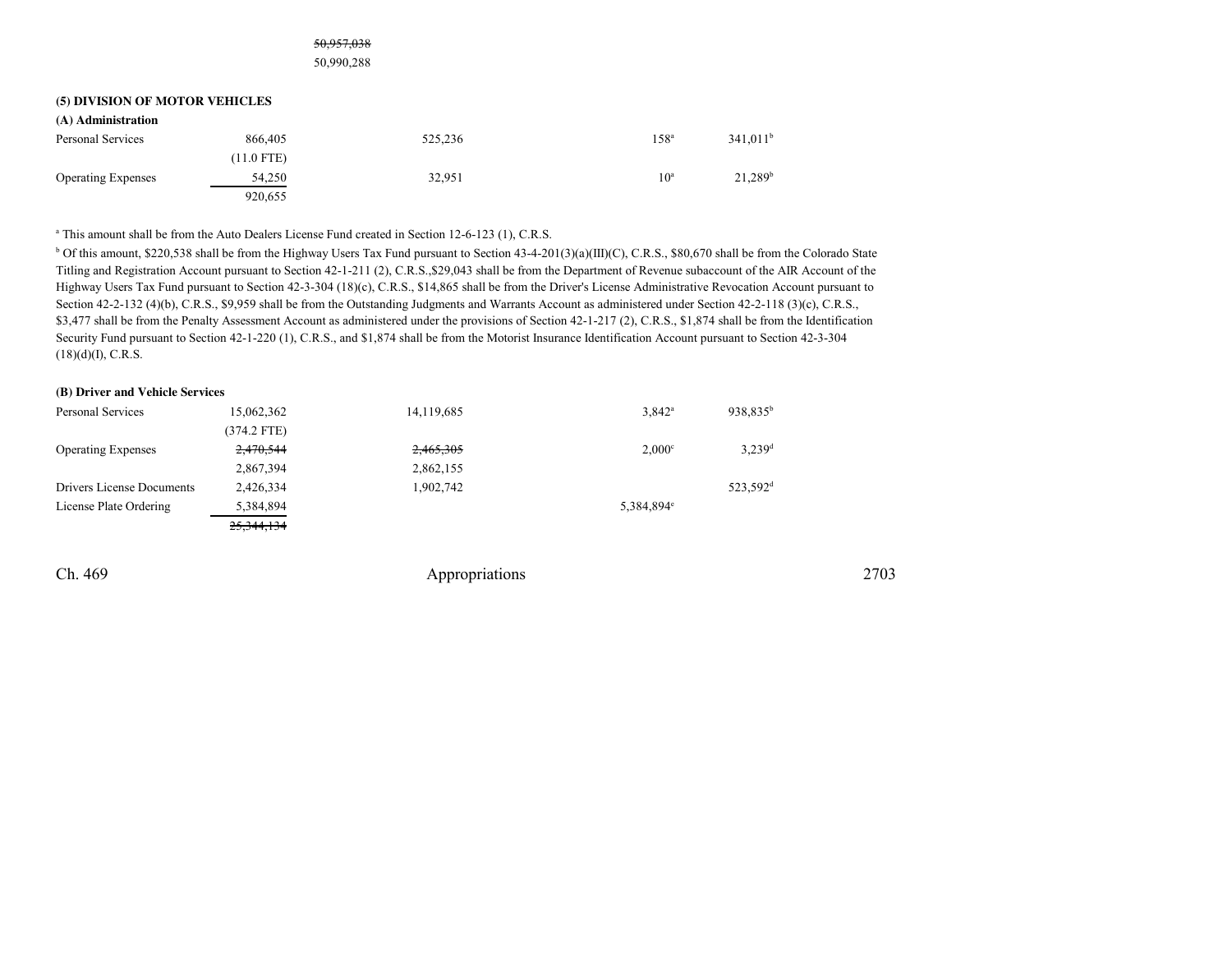~~50,957,038~~
50,990,288

**(5) DIVISION OF MOTOR VEHICLES**

**(A) Administration**

| | | | | | |
|---|---|---|---|---|---|
| Personal Services | 866,405 | 525,236 | | 158[a] | 341,011[b] |
| | (11.0 FTE) | | | | |
| Operating Expenses | 54,250 | 32,951 | | 10[a] | 21,289[b] |
| | 920,655 | | | | |

[a] This amount shall be from the Auto Dealers License Fund created in Section 12-6-123 (1), C.R.S.

[b] Of this amount, $220,538 shall be from the Highway Users Tax Fund pursuant to Section 43-4-201(3)(a)(III)(C), C.R.S., $80,670 shall be from the Colorado State Titling and Registration Account pursuant to Section 42-1-211 (2), C.R.S.,$29,043 shall be from the Department of Revenue subaccount of the AIR Account of the Highway Users Tax Fund pursuant to Section 42-3-304 (18)(c), C.R.S., $14,865 shall be from the Driver's License Administrative Revocation Account pursuant to Section 42-2-132 (4)(b), C.R.S., $9,959 shall be from the Outstanding Judgments and Warrants Account as administered under Section 42-2-118 (3)(c), C.R.S., $3,477 shall be from the Penalty Assessment Account as administered under the provisions of Section 42-1-217 (2), C.R.S., $1,874 shall be from the Identification Security Fund pursuant to Section 42-1-220 (1), C.R.S., and $1,874 shall be from the Motorist Insurance Identification Account pursuant to Section 42-3-304 (18)(d)(I), C.R.S.

**(B) Driver and Vehicle Services**

| | | | | | |
|---|---|---|---|---|---|
| Personal Services | 15,062,362 | 14,119,685 | | 3,842[a] | 938,835[b] |
| | (374.2 FTE) | | | | |
| Operating Expenses | ~~2,470,544~~ | ~~2,465,305~~ | | 2,000[c] | 3,239[d] |
| | 2,867,394 | 2,862,155 | | | |
| Drivers License Documents | 2,426,334 | 1,902,742 | | | 523,592[d] |
| License Plate Ordering | 5,384,894 | | | 5,384,894[e] | |
| | ~~25,344,134~~ | | | | |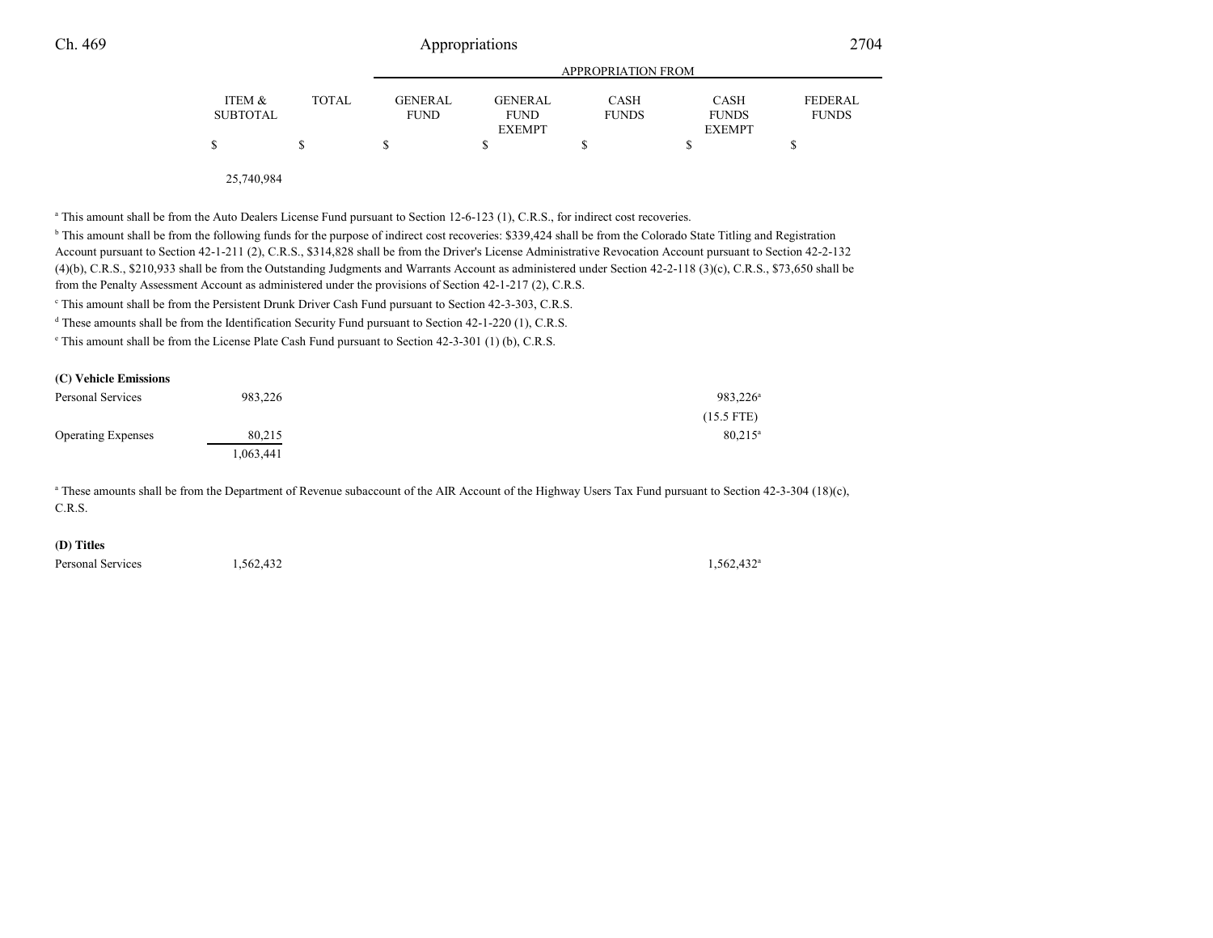| | ITEM & SUBTOTAL | TOTAL | GENERAL FUND | GENERAL FUND EXEMPT | CASH FUNDS | CASH FUNDS EXEMPT | FEDERAL FUNDS |
|---|---|---|---|---|---|---|---|
| | $ | $ | $ | $ | $ | $ | $ |
| | 25,740,984 | | | | | | |

[a] This amount shall be from the Auto Dealers License Fund pursuant to Section 12-6-123 (1), C.R.S., for indirect cost recoveries.

[b] This amount shall be from the following funds for the purpose of indirect cost recoveries: $339,424 shall be from the Colorado State Titling and Registration Account pursuant to Section 42-1-211 (2), C.R.S., $314,828 shall be from the Driver's License Administrative Revocation Account pursuant to Section 42-2-132 (4)(b), C.R.S., $210,933 shall be from the Outstanding Judgments and Warrants Account as administered under Section 42-2-118 (3)(c), C.R.S., $73,650 shall be from the Penalty Assessment Account as administered under the provisions of Section 42-1-217 (2), C.R.S.

[c] This amount shall be from the Persistent Drunk Driver Cash Fund pursuant to Section 42-3-303, C.R.S.

[d] These amounts shall be from the Identification Security Fund pursuant to Section 42-1-220 (1), C.R.S.

[e] This amount shall be from the License Plate Cash Fund pursuant to Section 42-3-301 (1) (b), C.R.S.

**(C) Vehicle Emissions**

| | ITEM & SUBTOTAL | TOTAL | GENERAL FUND | GENERAL FUND EXEMPT | CASH FUNDS | CASH FUNDS EXEMPT | FEDERAL FUNDS |
|---|---|---|---|---|---|---|---|
| Personal Services | 983,226 | | | | | 983,226[a] | |
| | | | | | | (15.5 FTE) | |
| Operating Expenses | 80,215 | | | | | 80,215[a] | |
| | 1,063,441 | | | | | | |

[a] These amounts shall be from the Department of Revenue subaccount of the AIR Account of the Highway Users Tax Fund pursuant to Section 42-3-304 (18)(c), C.R.S.

**(D) Titles**

| | ITEM & SUBTOTAL | TOTAL | GENERAL FUND | GENERAL FUND EXEMPT | CASH FUNDS | CASH FUNDS EXEMPT | FEDERAL FUNDS |
|---|---|---|---|---|---|---|---|
| Personal Services | 1,562,432 | | | | | 1,562,432[a] | |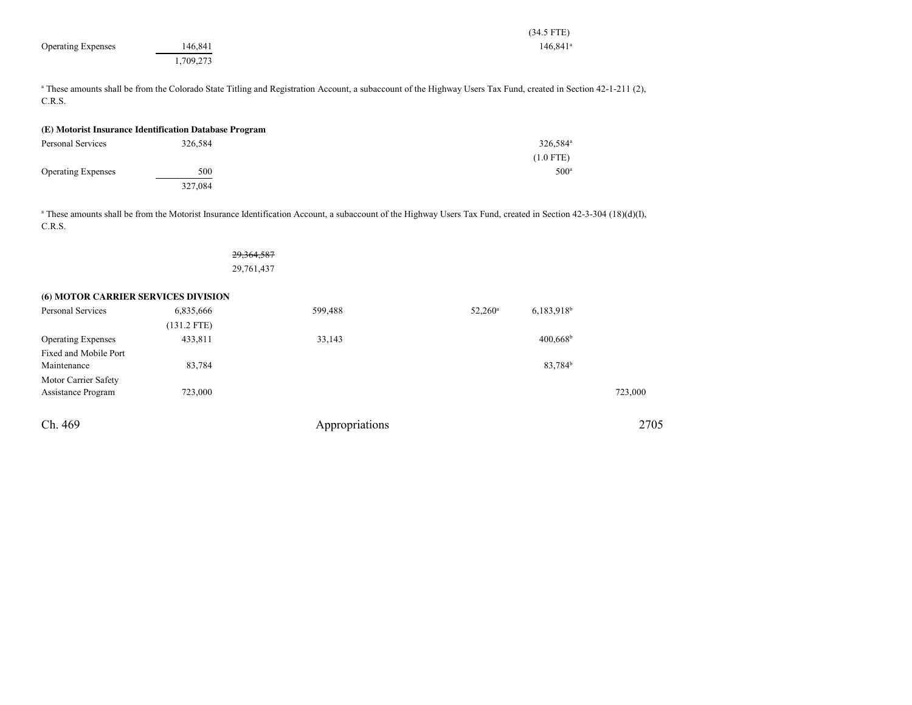| | | | | | | |
|---|---|---|---|---|---|---|
| | | | | | (34.5 FTE) | |
| Operating Expenses | 146,841 | | | | 146,841[a] | |
| | 1,709,273 | | | | | |

[a] These amounts shall be from the Colorado State Titling and Registration Account, a subaccount of the Highway Users Tax Fund, created in Section 42-1-211 (2), C.R.S.

**(E) Motorist Insurance Identification Database Program**

| | | | | | | |
|---|---|---|---|---|---|---|
| Personal Services | 326,584 | | | | 326,584[a] | |
| | | | | | (1.0 FTE) | |
| Operating Expenses | 500 | | | | 500[a] | |
| | 327,084 | | | | | |

[a] These amounts shall be from the Motorist Insurance Identification Account, a subaccount of the Highway Users Tax Fund, created in Section 42-3-304 (18)(d)(I), C.R.S.

~~29,364,587~~
29,761,437

**(6) MOTOR CARRIER SERVICES DIVISION**

| | | | | | | |
|---|---|---|---|---|---|---|
| Personal Services | 6,835,666 | | 599,488 | 52,260[a] | 6,183,918[b] | |
| | (131.2 FTE) | | | | | |
| Operating Expenses | 433,811 | | 33,143 | | 400,668[b] | |
| Fixed and Mobile Port Maintenance | 83,784 | | | | 83,784[b] | |
| Motor Carrier Safety Assistance Program | 723,000 | | | | | 723,000 |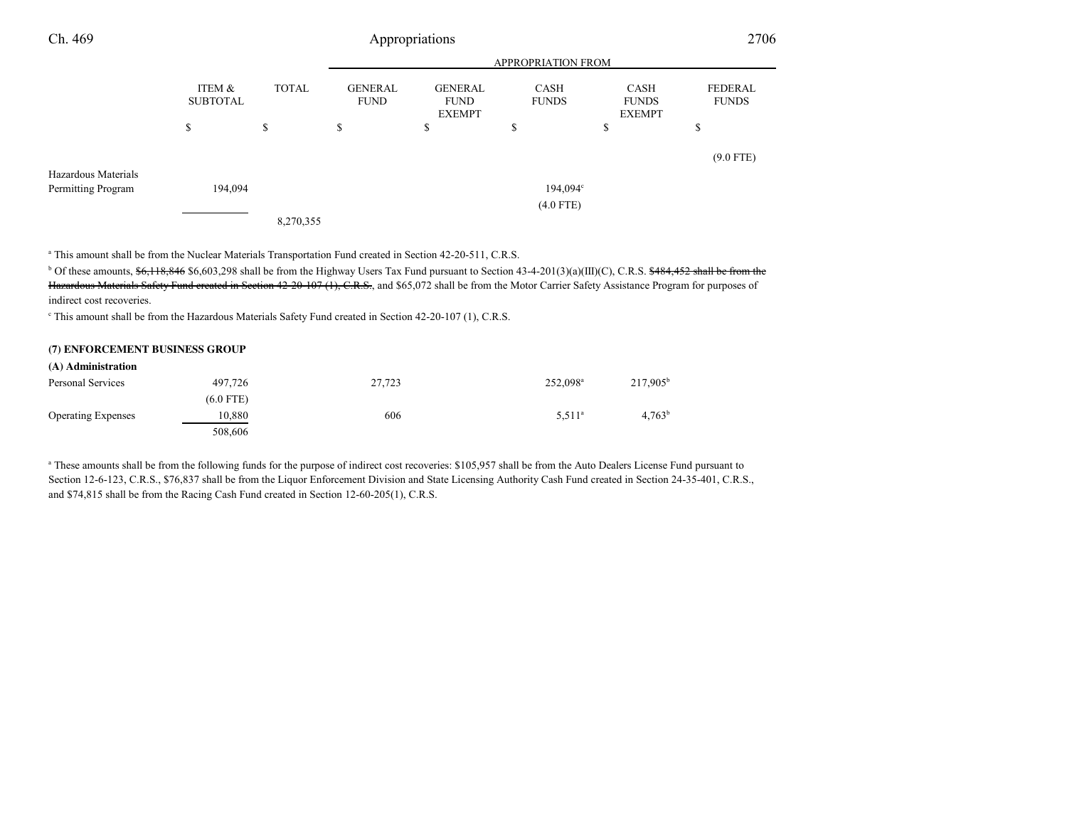| | ITEM & SUBTOTAL | TOTAL | GENERAL FUND | GENERAL FUND EXEMPT | CASH FUNDS | CASH FUNDS EXEMPT | FEDERAL FUNDS |
|---|---|---|---|---|---|---|---|
| | $ | $ | $ | $ | $ | $ | $ |
| | | | | | | | (9.0 FTE) |
| Hazardous Materials Permitting Program | 194,094 | | | | 194,094[c] | | |
| | | | | | (4.0 FTE) | | |
| | | 8,270,355 | | | | | |

[a] This amount shall be from the Nuclear Materials Transportation Fund created in Section 42-20-511, C.R.S.

[b] Of these amounts, ~~$6,118,846~~ $6,603,298 shall be from the Highway Users Tax Fund pursuant to Section 43-4-201(3)(a)(III)(C), C.R.S. ~~$484,452 shall be from the Hazardous Materials Safety Fund created in Section 42-20-107 (1), C.R.S.~~, and $65,072 shall be from the Motor Carrier Safety Assistance Program for purposes of indirect cost recoveries.

[c] This amount shall be from the Hazardous Materials Safety Fund created in Section 42-20-107 (1), C.R.S.

**(7) ENFORCEMENT BUSINESS GROUP**

**(A) Administration**

| | ITEM & SUBTOTAL | TOTAL | GENERAL FUND | GENERAL FUND EXEMPT | CASH FUNDS | CASH FUNDS EXEMPT | FEDERAL FUNDS |
|---|---|---|---|---|---|---|---|
| Personal Services | 497,726 | | 27,723 | | 252,098[a] | 217,905[b] | |
| | (6.0 FTE) | | | | | | |
| Operating Expenses | 10,880 | | 606 | | 5,511[a] | 4,763[b] | |
| | 508,606 | | | | | | |

[a] These amounts shall be from the following funds for the purpose of indirect cost recoveries: $105,957 shall be from the Auto Dealers License Fund pursuant to Section 12-6-123, C.R.S., $76,837 shall be from the Liquor Enforcement Division and State Licensing Authority Cash Fund created in Section 24-35-401, C.R.S., and $74,815 shall be from the Racing Cash Fund created in Section 12-60-205(1), C.R.S.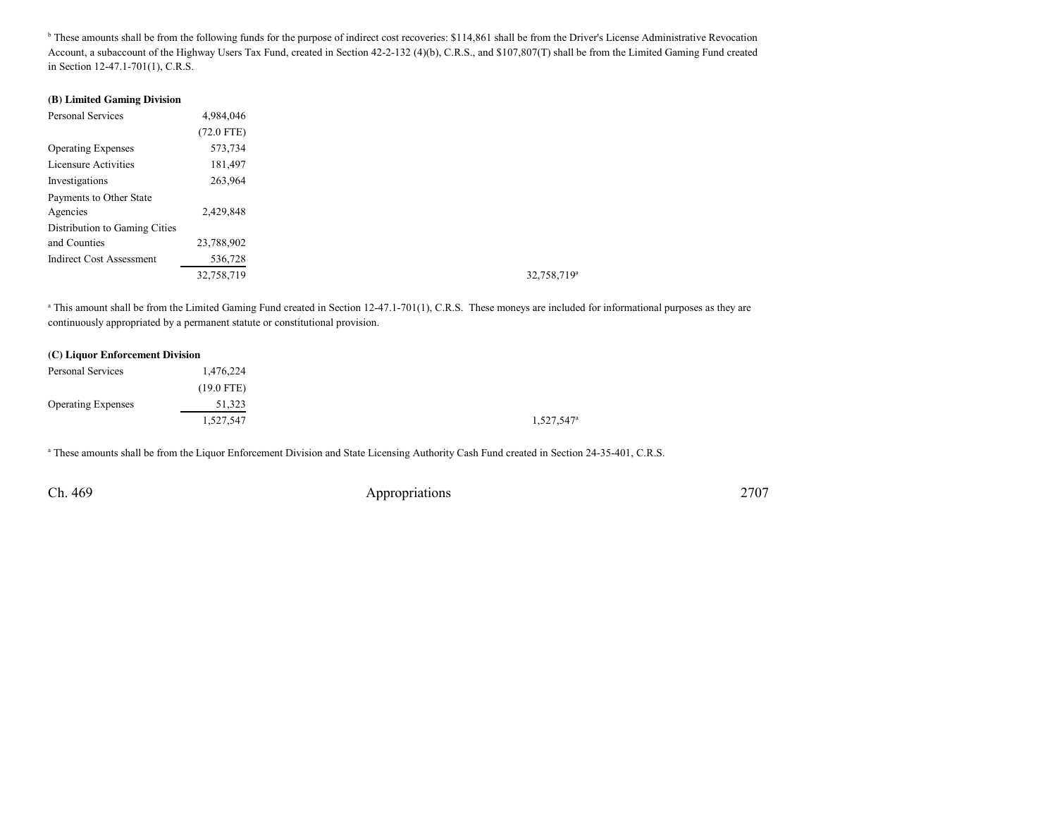[b] These amounts shall be from the following funds for the purpose of indirect cost recoveries: $114,861 shall be from the Driver's License Administrative Revocation Account, a subaccount of the Highway Users Tax Fund, created in Section 42-2-132 (4)(b), C.R.S., and $107,807(T) shall be from the Limited Gaming Fund created in Section 12-47.1-701(1), C.R.S.

**(B) Limited Gaming Division**

| | | |
|---|---|---|
| Personal Services | 4,984,046 | |
| | (72.0 FTE) | |
| Operating Expenses | 573,734 | |
| Licensure Activities | 181,497 | |
| Investigations | 263,964 | |
| Payments to Other State Agencies | 2,429,848 | |
| Distribution to Gaming Cities and Counties | 23,788,902 | |
| Indirect Cost Assessment | 536,728 | |
| | 32,758,719 | 32,758,719[a] |

[a] This amount shall be from the Limited Gaming Fund created in Section 12-47.1-701(1), C.R.S. These moneys are included for informational purposes as they are continuously appropriated by a permanent statute or constitutional provision.

**(C) Liquor Enforcement Division**

| | | |
|---|---|---|
| Personal Services | 1,476,224 | |
| | (19.0 FTE) | |
| Operating Expenses | 51,323 | |
| | 1,527,547 | 1,527,547[a] |

[a] These amounts shall be from the Liquor Enforcement Division and State Licensing Authority Cash Fund created in Section 24-35-401, C.R.S.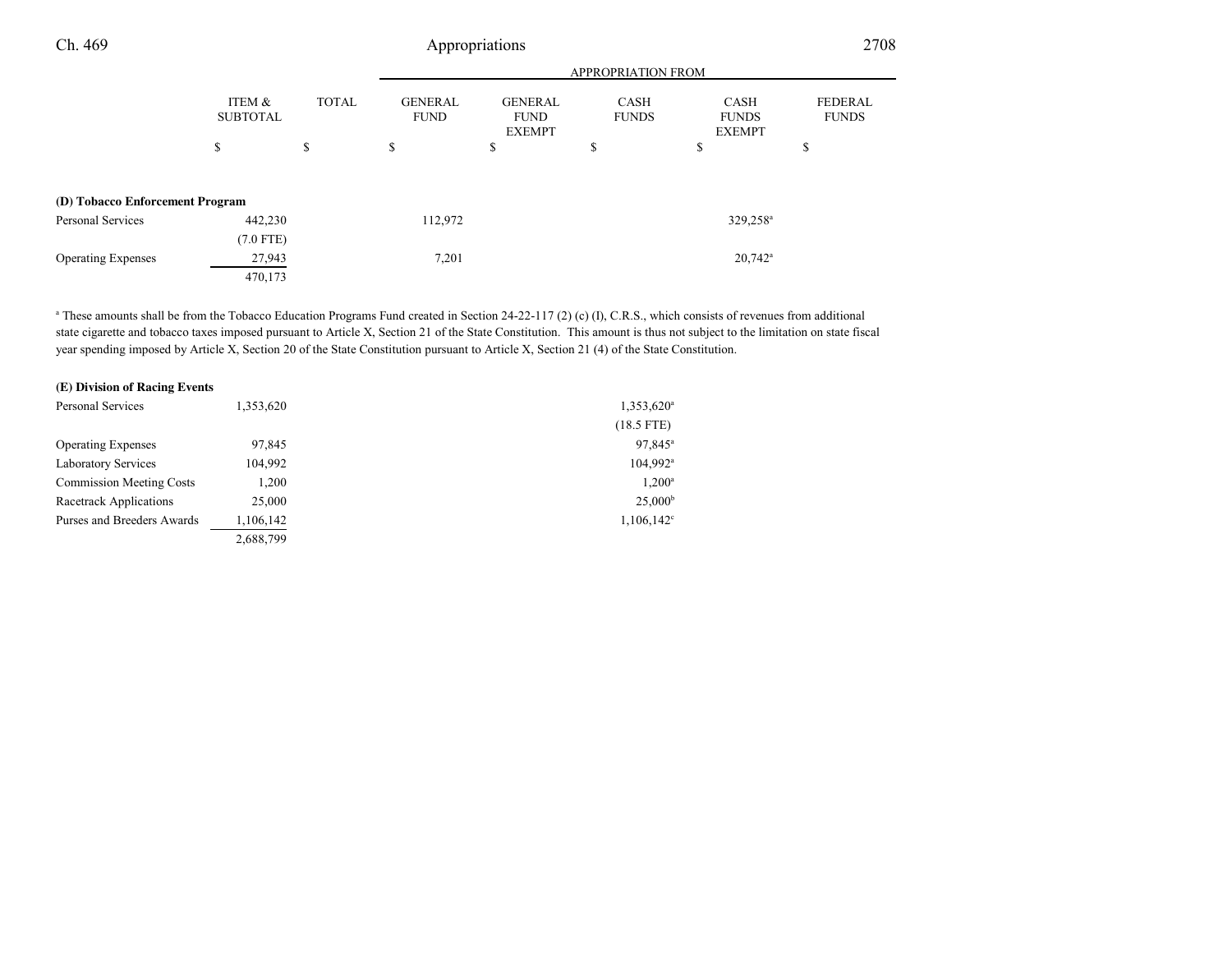| | ITEM & SUBTOTAL | TOTAL | APPROPRIATION FROM | | | | |
|---|---|---|---|---|---|---|---|
| | | | GENERAL FUND | GENERAL FUND EXEMPT | CASH FUNDS | CASH FUNDS EXEMPT | FEDERAL FUNDS |
| | $ | $ | $ | $ | $ | $ | $ |
| **(D) Tobacco Enforcement Program** | | | | | | | |
| Personal Services | 442,230 | | 112,972 | | | 329,258[a] | |
| | (7.0 FTE) | | | | | | |
| Operating Expenses | 27,943 | | 7,201 | | | 20,742[a] | |
| | 470,173 | | | | | | |

[a] These amounts shall be from the Tobacco Education Programs Fund created in Section 24-22-117 (2) (c) (I), C.R.S., which consists of revenues from additional state cigarette and tobacco taxes imposed pursuant to Article X, Section 21 of the State Constitution. This amount is thus not subject to the limitation on state fiscal year spending imposed by Article X, Section 20 of the State Constitution pursuant to Article X, Section 21 (4) of the State Constitution.

| | ITEM & SUBTOTAL | TOTAL | GENERAL FUND | GENERAL FUND EXEMPT | CASH FUNDS | CASH FUNDS EXEMPT | FEDERAL FUNDS |
|---|---|---|---|---|---|---|---|
| **(E) Division of Racing Events** | | | | | | | |
| Personal Services | 1,353,620 | | | | 1,353,620[a] | | |
| | | | | | (18.5 FTE) | | |
| Operating Expenses | 97,845 | | | | 97,845[a] | | |
| Laboratory Services | 104,992 | | | | 104,992[a] | | |
| Commission Meeting Costs | 1,200 | | | | 1,200[a] | | |
| Racetrack Applications | 25,000 | | | | 25,000[b] | | |
| Purses and Breeders Awards | 1,106,142 | | | | 1,106,142[c] | | |
| | 2,688,799 | | | | | | |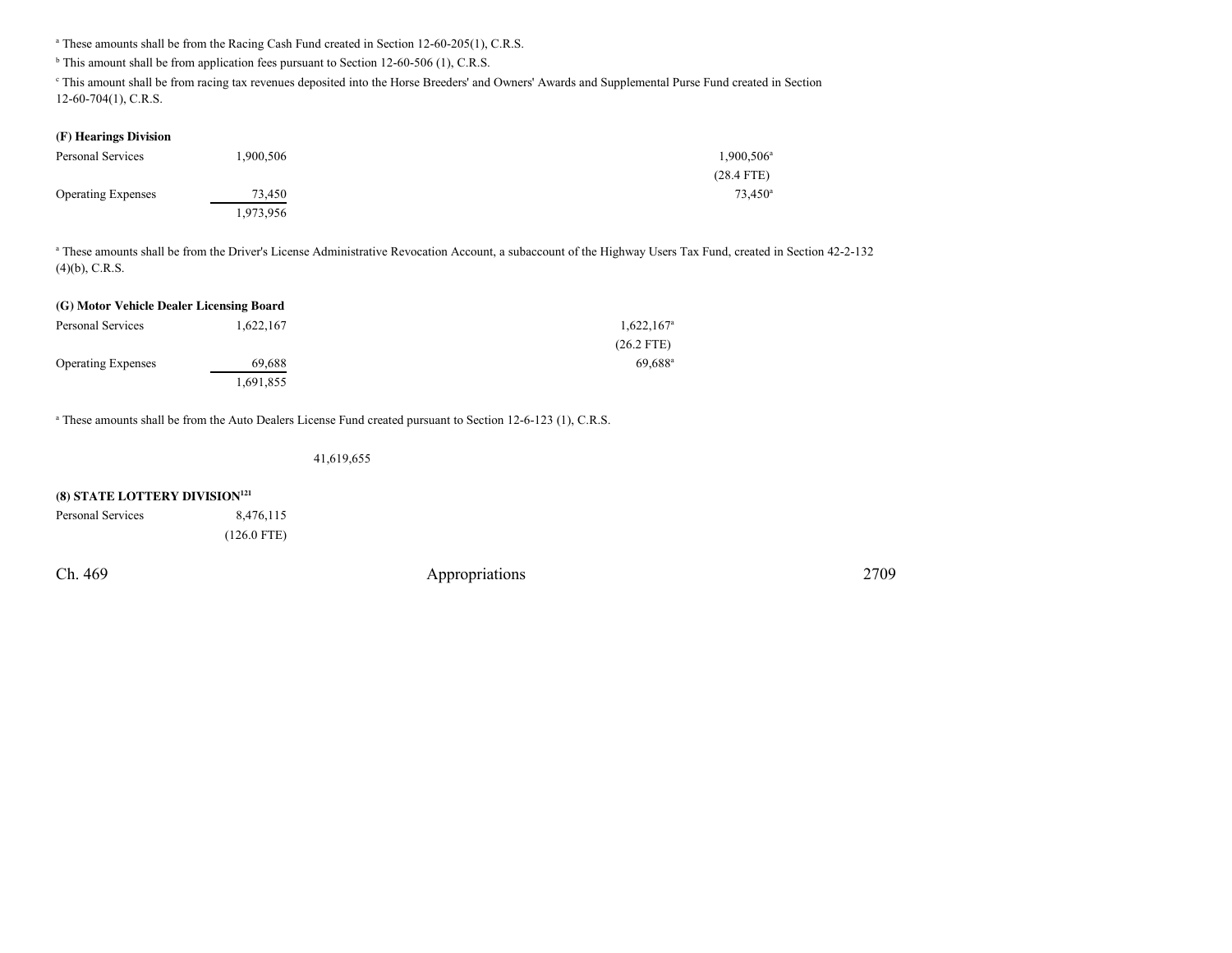[a] These amounts shall be from the Racing Cash Fund created in Section 12-60-205(1), C.R.S.

[b] This amount shall be from application fees pursuant to Section 12-60-506 (1), C.R.S.

[c] This amount shall be from racing tax revenues deposited into the Horse Breeders' and Owners' Awards and Supplemental Purse Fund created in Section 12-60-704(1), C.R.S.

**(F) Hearings Division**

| | | | |
|---|---|---|---|
| Personal Services | 1,900,506 | | 1,900,506[a] |
| | | | (28.4 FTE) |
| Operating Expenses | 73,450 | | 73,450[a] |
| | 1,973,956 | | |

[a] These amounts shall be from the Driver's License Administrative Revocation Account, a subaccount of the Highway Users Tax Fund, created in Section 42-2-132 (4)(b), C.R.S.

**(G) Motor Vehicle Dealer Licensing Board**

| | | | |
|---|---|---|---|
| Personal Services | 1,622,167 | | 1,622,167[a] |
| | | | (26.2 FTE) |
| Operating Expenses | 69,688 | | 69,688[a] |
| | 1,691,855 | | |

[a] These amounts shall be from the Auto Dealers License Fund created pursuant to Section 12-6-123 (1), C.R.S.

41,619,655

**(8) STATE LOTTERY DIVISION[121]**

| | |
|---|---|
| Personal Services | 8,476,115 |
| | (126.0 FTE) |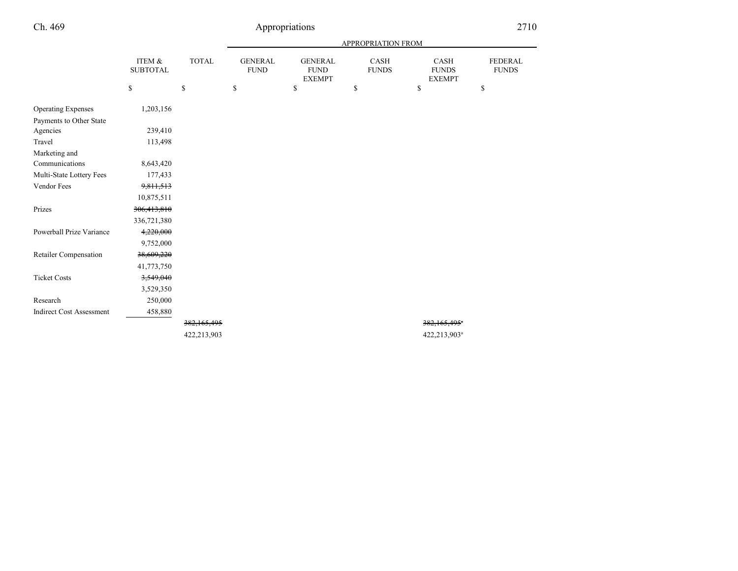| | ITEM & SUBTOTAL | TOTAL | APPROPRIATION FROM GENERAL FUND | GENERAL FUND EXEMPT | CASH FUNDS | CASH FUNDS EXEMPT | FEDERAL FUNDS |
|---|---|---|---|---|---|---|---|
| | $ | $ | $ | $ | $ | $ | $ |
| Operating Expenses | 1,203,156 | | | | | | |
| Payments to Other State Agencies | 239,410 | | | | | | |
| Travel | 113,498 | | | | | | |
| Marketing and Communications | 8,643,420 | | | | | | |
| Multi-State Lottery Fees | 177,433 | | | | | | |
| Vendor Fees | ~~9,811,513~~ | | | | | | |
| | 10,875,511 | | | | | | |
| Prizes | ~~306,413,810~~ | | | | | | |
| | 336,721,380 | | | | | | |
| Powerball Prize Variance | ~~4,220,000~~ | | | | | | |
| | 9,752,000 | | | | | | |
| Retailer Compensation | ~~38,609,220~~ | | | | | | |
| | 41,773,750 | | | | | | |
| Ticket Costs | ~~3,549,040~~ | | | | | | |
| | 3,529,350 | | | | | | |
| Research | 250,000 | | | | | | |
| Indirect Cost Assessment | 458,880 | | | | | | |
| | | ~~382,165,495~~ | | | | ~~382,165,495[a]~~ | |
| | | 422,213,903 | | | | 422,213,903[a] | |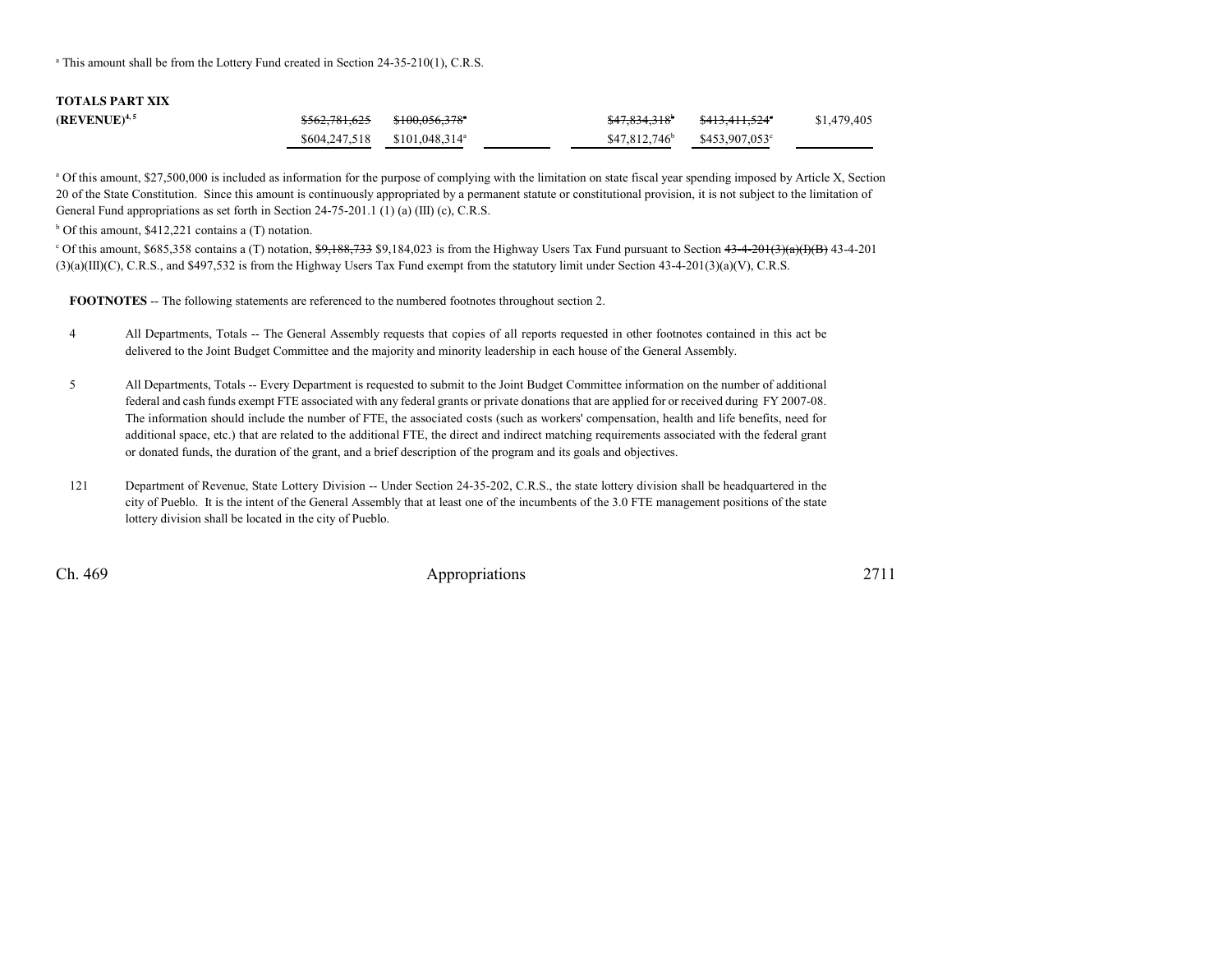[a] This amount shall be from the Lottery Fund created in Section 24-35-210(1), C.R.S.

**TOTALS PART XIX**

| | | | | | | |
|---|---|---|---|---|---|---|
| **(REVENUE)**[4, 5] | ~~$562,781,625~~ | ~~$100,056,378~~[a] | | ~~$47,834,318~~[b] | ~~$413,411,524~~[c] | $1,479,405 |
| | $604,247,518 | $101,048,314[a] | | $47,812,746[b] | $453,907,053[c] | |

[a] Of this amount, $27,500,000 is included as information for the purpose of complying with the limitation on state fiscal year spending imposed by Article X, Section 20 of the State Constitution. Since this amount is continuously appropriated by a permanent statute or constitutional provision, it is not subject to the limitation of General Fund appropriations as set forth in Section 24-75-201.1 (1) (a) (III) (c), C.R.S.

[b] Of this amount, $412,221 contains a (T) notation.

[c] Of this amount, $685,358 contains a (T) notation, ~~$9,188,733~~ $9,184,023 is from the Highway Users Tax Fund pursuant to Section ~~43-4-201(3)(a)(I)(B)~~ 43-4-201 (3)(a)(III)(C), C.R.S., and $497,532 is from the Highway Users Tax Fund exempt from the statutory limit under Section 43-4-201(3)(a)(V), C.R.S.

**FOOTNOTES** -- The following statements are referenced to the numbered footnotes throughout section 2.

4 All Departments, Totals -- The General Assembly requests that copies of all reports requested in other footnotes contained in this act be delivered to the Joint Budget Committee and the majority and minority leadership in each house of the General Assembly.

5 All Departments, Totals -- Every Department is requested to submit to the Joint Budget Committee information on the number of additional federal and cash funds exempt FTE associated with any federal grants or private donations that are applied for or received during FY 2007-08. The information should include the number of FTE, the associated costs (such as workers' compensation, health and life benefits, need for additional space, etc.) that are related to the additional FTE, the direct and indirect matching requirements associated with the federal grant or donated funds, the duration of the grant, and a brief description of the program and its goals and objectives.

121 Department of Revenue, State Lottery Division -- Under Section 24-35-202, C.R.S., the state lottery division shall be headquartered in the city of Pueblo. It is the intent of the General Assembly that at least one of the incumbents of the 3.0 FTE management positions of the state lottery division shall be located in the city of Pueblo.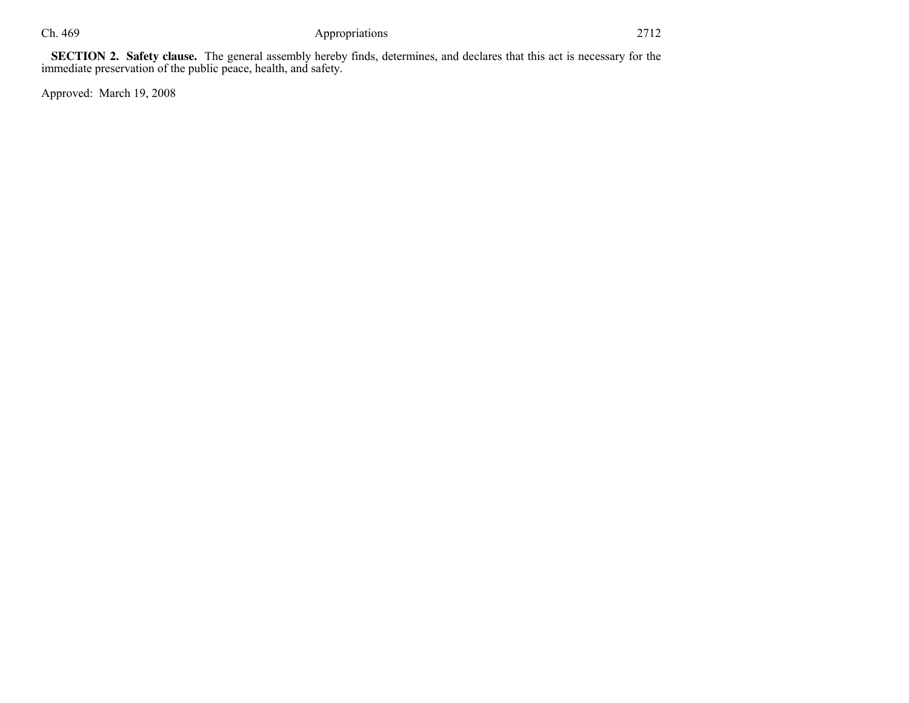**SECTION 2. Safety clause.** The general assembly hereby finds, determines, and declares that this act is necessary for the immediate preservation of the public peace, health, and safety.

Approved: March 19, 2008